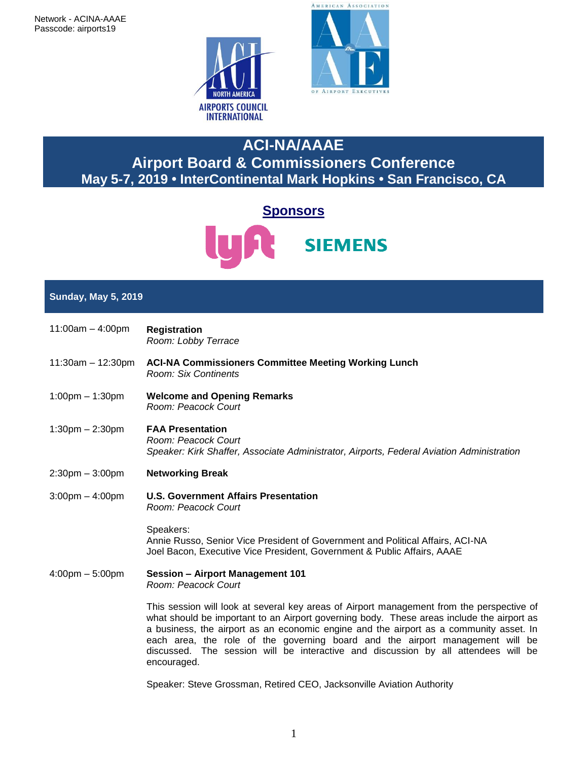Network - ACINA-AAAE
Passcode: airports19

# ACI-NA/AAAE
# Airport Board & Commissioners Conference
## May 5-7, 2019 • InterContinental Mark Hopkins • San Francisco, CA

## Sponsors

## Sunday, May 5, 2019

11:00am – 4:00pm **Registration**
*Room: Lobby Terrace*

11:30am – 12:30pm **ACI-NA Commissioners Committee Meeting Working Lunch**
*Room: Six Continents*

1:00pm – 1:30pm **Welcome and Opening Remarks**
*Room: Peacock Court*

1:30pm – 2:30pm **FAA Presentation**
*Room: Peacock Court*
*Speaker: Kirk Shaffer, Associate Administrator, Airports, Federal Aviation Administration*

2:30pm – 3:00pm **Networking Break**

3:00pm – 4:00pm **U.S. Government Affairs Presentation**
*Room: Peacock Court*

Speakers:
Annie Russo, Senior Vice President of Government and Political Affairs, ACI-NA
Joel Bacon, Executive Vice President, Government & Public Affairs, AAAE

4:00pm – 5:00pm **Session – Airport Management 101**
*Room: Peacock Court*

This session will look at several key areas of Airport management from the perspective of what should be important to an Airport governing body. These areas include the airport as a business, the airport as an economic engine and the airport as a community asset. In each area, the role of the governing board and the airport management will be discussed. The session will be interactive and discussion by all attendees will be encouraged.

Speaker: Steve Grossman, Retired CEO, Jacksonville Aviation Authority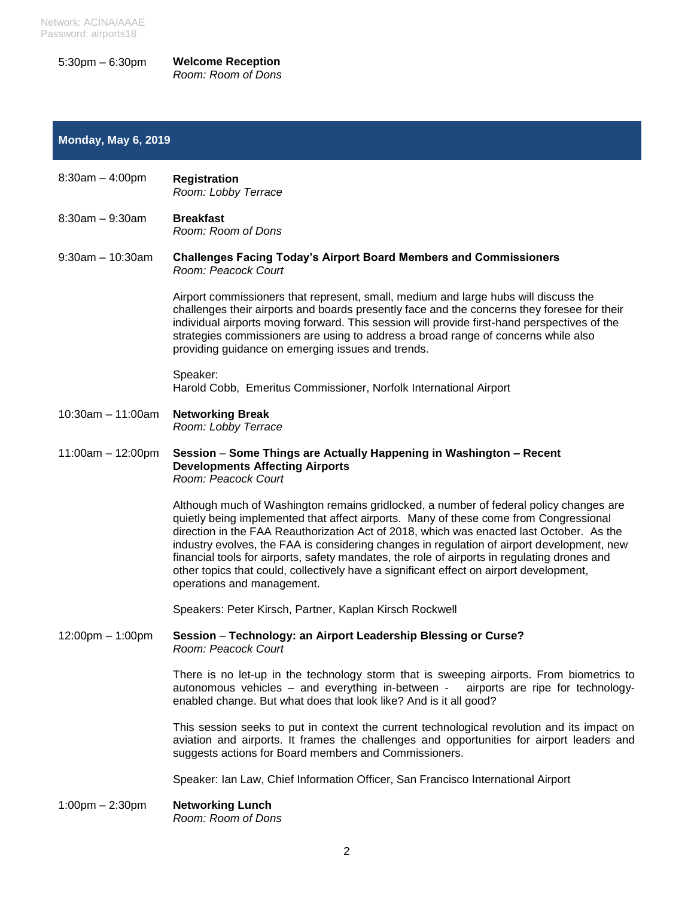Network: ACINA/AAAE
Password: airports18

5:30pm – 6:30pm **Welcome Reception**
*Room: Room of Dons*

## Monday, May 6, 2019

8:30am – 4:00pm **Registration**
*Room: Lobby Terrace*

8:30am – 9:30am **Breakfast**
*Room: Room of Dons*

9:30am – 10:30am **Challenges Facing Today's Airport Board Members and Commissioners**
*Room: Peacock Court*

Airport commissioners that represent, small, medium and large hubs will discuss the challenges their airports and boards presently face and the concerns they foresee for their individual airports moving forward. This session will provide first-hand perspectives of the strategies commissioners are using to address a broad range of concerns while also providing guidance on emerging issues and trends.

Speaker:
Harold Cobb, Emeritus Commissioner, Norfolk International Airport

10:30am – 11:00am **Networking Break**
*Room: Lobby Terrace*

11:00am – 12:00pm **Session** – **Some Things are Actually Happening in Washington – Recent Developments Affecting Airports**
*Room: Peacock Court*

Although much of Washington remains gridlocked, a number of federal policy changes are quietly being implemented that affect airports. Many of these come from Congressional direction in the FAA Reauthorization Act of 2018, which was enacted last October. As the industry evolves, the FAA is considering changes in regulation of airport development, new financial tools for airports, safety mandates, the role of airports in regulating drones and other topics that could, collectively have a significant effect on airport development, operations and management.

Speakers: Peter Kirsch, Partner, Kaplan Kirsch Rockwell

12:00pm – 1:00pm **Session** – **Technology: an Airport Leadership Blessing or Curse?**
*Room: Peacock Court*

There is no let-up in the technology storm that is sweeping airports. From biometrics to autonomous vehicles – and everything in-between - airports are ripe for technology-enabled change. But what does that look like? And is it all good?

This session seeks to put in context the current technological revolution and its impact on aviation and airports. It frames the challenges and opportunities for airport leaders and suggests actions for Board members and Commissioners.

Speaker: Ian Law, Chief Information Officer, San Francisco International Airport

1:00pm – 2:30pm **Networking Lunch**
*Room: Room of Dons*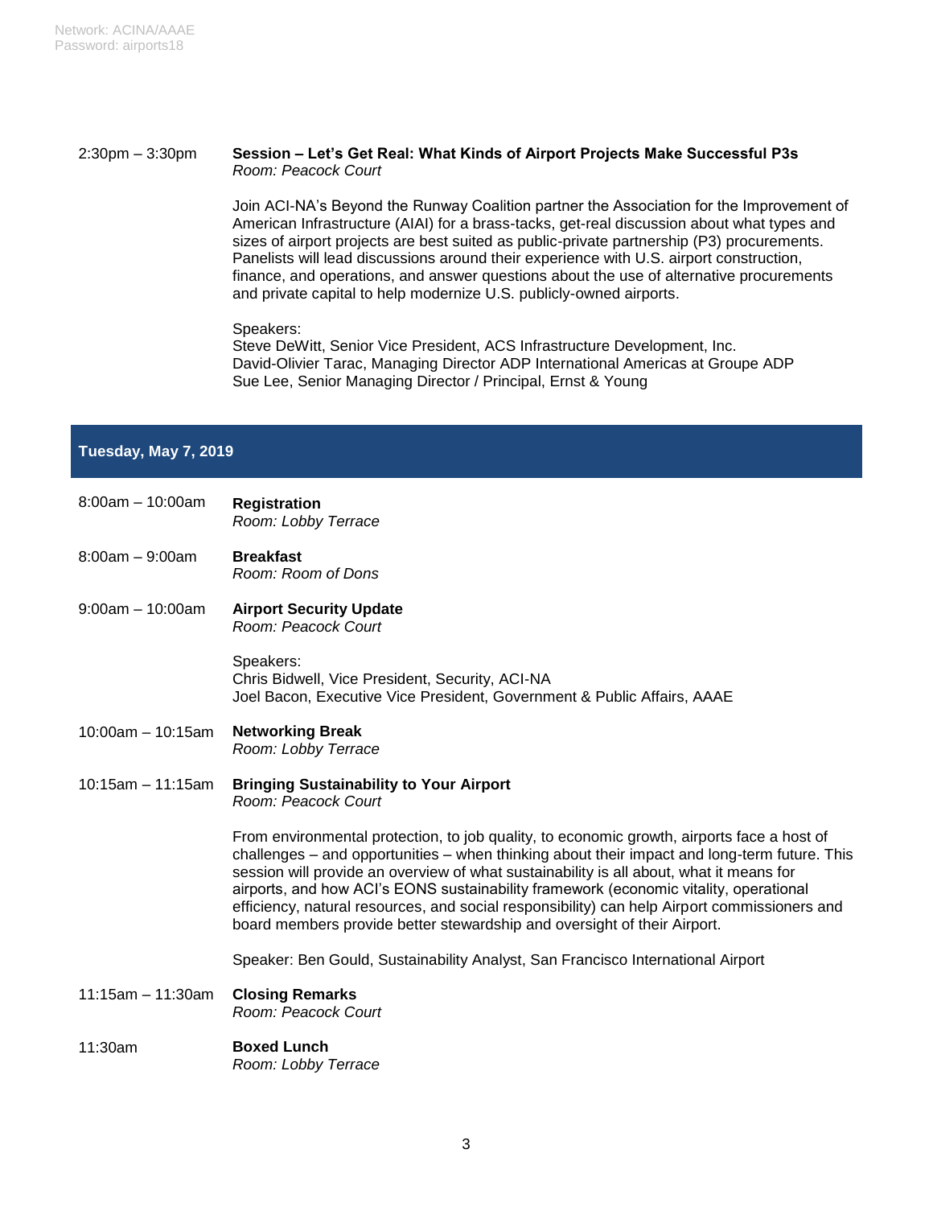Network: ACINA/AAAE
Password: airports18

2:30pm – 3:30pm **Session – Let's Get Real: What Kinds of Airport Projects Make Successful P3s**
*Room: Peacock Court*

Join ACI-NA's Beyond the Runway Coalition partner the Association for the Improvement of American Infrastructure (AIAI) for a brass-tacks, get-real discussion about what types and sizes of airport projects are best suited as public-private partnership (P3) procurements. Panelists will lead discussions around their experience with U.S. airport construction, finance, and operations, and answer questions about the use of alternative procurements and private capital to help modernize U.S. publicly-owned airports.

Speakers:
Steve DeWitt, Senior Vice President, ACS Infrastructure Development, Inc.
David-Olivier Tarac, Managing Director ADP International Americas at Groupe ADP
Sue Lee, Senior Managing Director / Principal, Ernst & Young

## Tuesday, May 7, 2019

8:00am – 10:00am **Registration**
*Room: Lobby Terrace*

8:00am – 9:00am **Breakfast**
*Room: Room of Dons*

9:00am – 10:00am **Airport Security Update**
*Room: Peacock Court*

Speakers:
Chris Bidwell, Vice President, Security, ACI-NA
Joel Bacon, Executive Vice President, Government & Public Affairs, AAAE

10:00am – 10:15am **Networking Break**
*Room: Lobby Terrace*

10:15am – 11:15am **Bringing Sustainability to Your Airport**
*Room: Peacock Court*

From environmental protection, to job quality, to economic growth, airports face a host of challenges – and opportunities – when thinking about their impact and long-term future. This session will provide an overview of what sustainability is all about, what it means for airports, and how ACI's EONS sustainability framework (economic vitality, operational efficiency, natural resources, and social responsibility) can help Airport commissioners and board members provide better stewardship and oversight of their Airport.

Speaker: Ben Gould, Sustainability Analyst, San Francisco International Airport

11:15am – 11:30am **Closing Remarks**
*Room: Peacock Court*

11:30am **Boxed Lunch**
*Room: Lobby Terrace*